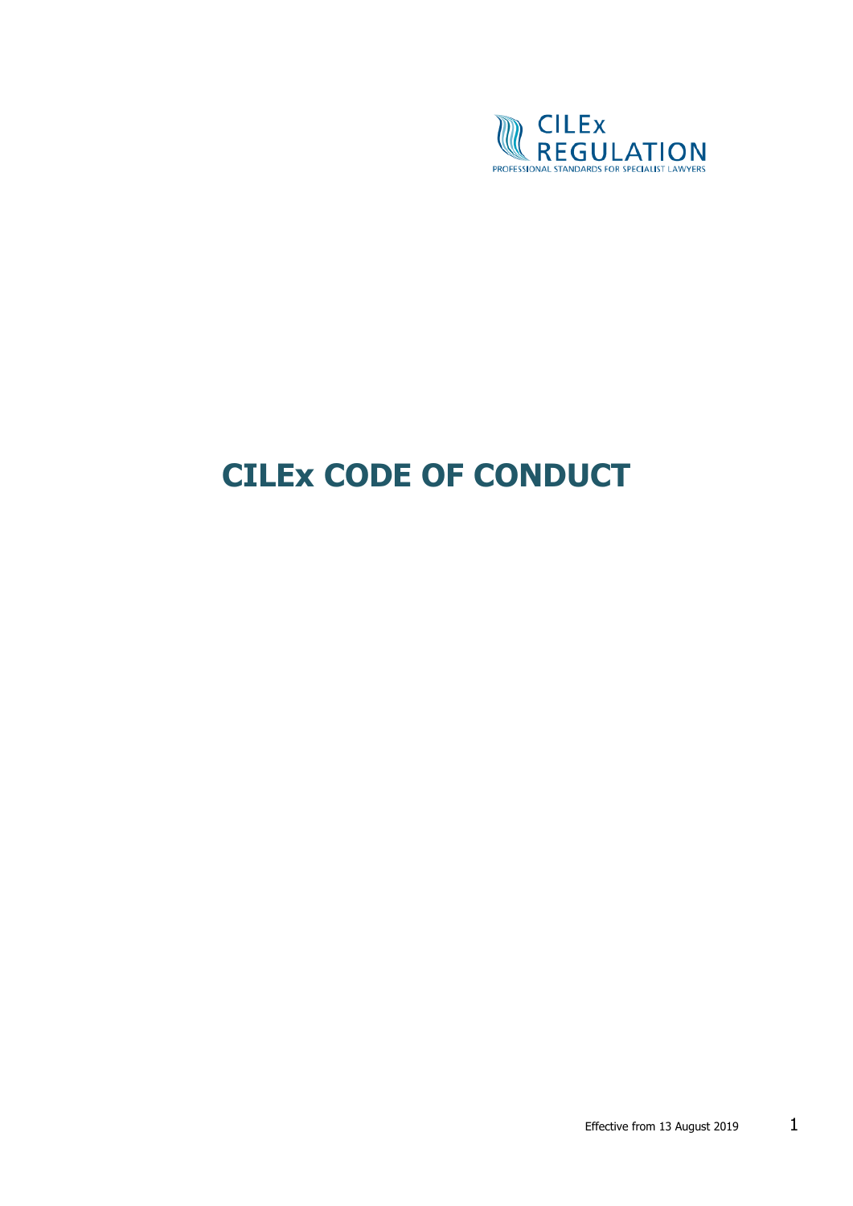CILEx REGULATION

PROFESSIONAL STANDARDS FOR SPECIALIST LAWYERS

# CILEx CODE OF CONDUCT

Effective from 13 August 2019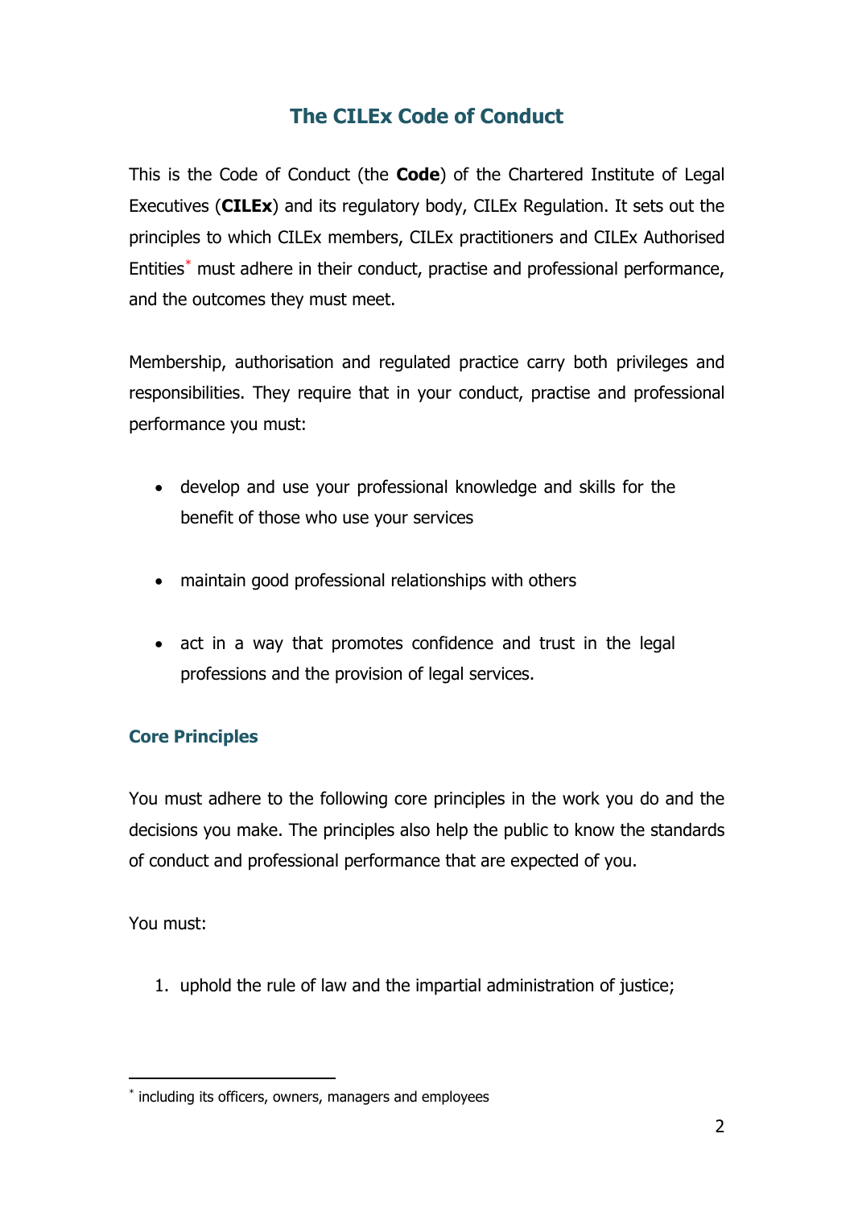# The CILEx Code of Conduct

This is the Code of Conduct (the **Code**) of the Chartered Institute of Legal Executives (**CILEx**) and its regulatory body, CILEx Regulation. It sets out the principles to which CILEx members, CILEx practitioners and CILEx Authorised Entities* must adhere in their conduct, practise and professional performance, and the outcomes they must meet.

Membership, authorisation and regulated practice carry both privileges and responsibilities. They require that in your conduct, practise and professional performance you must:

- develop and use your professional knowledge and skills for the benefit of those who use your services
- maintain good professional relationships with others
- act in a way that promotes confidence and trust in the legal professions and the provision of legal services.

## Core Principles

You must adhere to the following core principles in the work you do and the decisions you make. The principles also help the public to know the standards of conduct and professional performance that are expected of you.

You must:

1. uphold the rule of law and the impartial administration of justice;

---

* including its officers, owners, managers and employees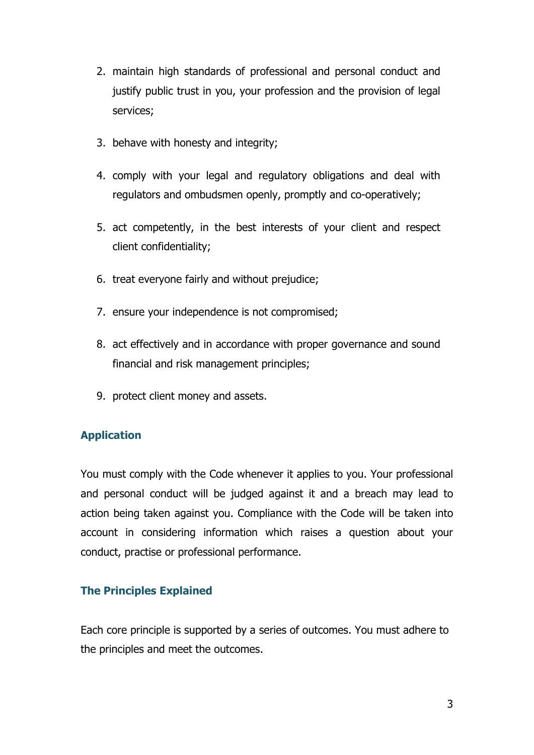2. maintain high standards of professional and personal conduct and justify public trust in you, your profession and the provision of legal services;
3. behave with honesty and integrity;
4. comply with your legal and regulatory obligations and deal with regulators and ombudsmen openly, promptly and co-operatively;
5. act competently, in the best interests of your client and respect client confidentiality;
6. treat everyone fairly and without prejudice;
7. ensure your independence is not compromised;
8. act effectively and in accordance with proper governance and sound financial and risk management principles;
9. protect client money and assets.

## Application

You must comply with the Code whenever it applies to you. Your professional and personal conduct will be judged against it and a breach may lead to action being taken against you. Compliance with the Code will be taken into account in considering information which raises a question about your conduct, practise or professional performance.

## The Principles Explained

Each core principle is supported by a series of outcomes. You must adhere to the principles and meet the outcomes.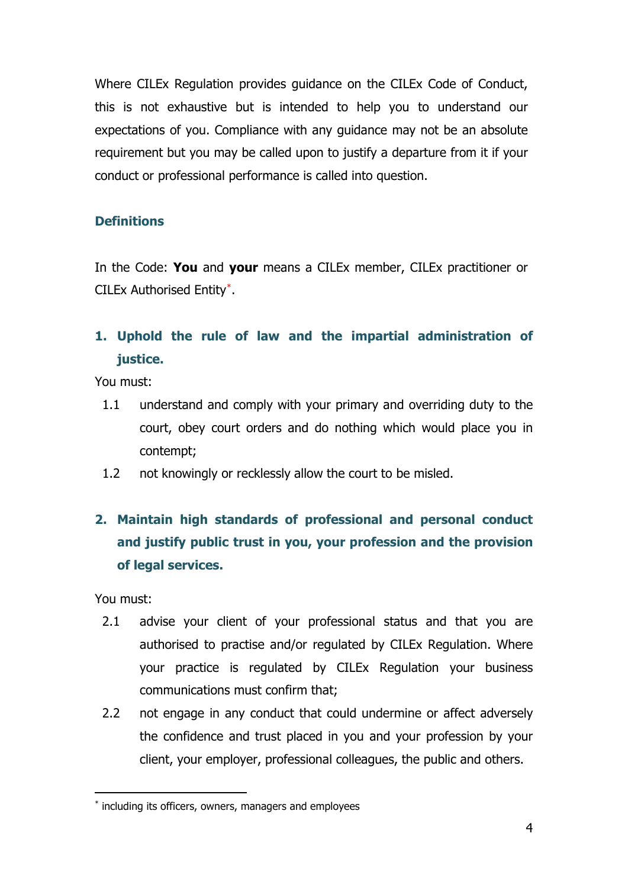Where CILEx Regulation provides guidance on the CILEx Code of Conduct, this is not exhaustive but is intended to help you to understand our expectations of you. Compliance with any guidance may not be an absolute requirement but you may be called upon to justify a departure from it if your conduct or professional performance is called into question.

## Definitions

In the Code: **You** and **your** means a CILEx member, CILEx practitioner or CILEx Authorised Entity[*].

## 1. Uphold the rule of law and the impartial administration of justice.

You must:

1.1 understand and comply with your primary and overriding duty to the court, obey court orders and do nothing which would place you in contempt;

1.2 not knowingly or recklessly allow the court to be misled.

## 2. Maintain high standards of professional and personal conduct and justify public trust in you, your profession and the provision of legal services.

You must:

2.1 advise your client of your professional status and that you are authorised to practise and/or regulated by CILEx Regulation. Where your practice is regulated by CILEx Regulation your business communications must confirm that;

2.2 not engage in any conduct that could undermine or affect adversely the confidence and trust placed in you and your profession by your client, your employer, professional colleagues, the public and others.

---

[*] including its officers, owners, managers and employees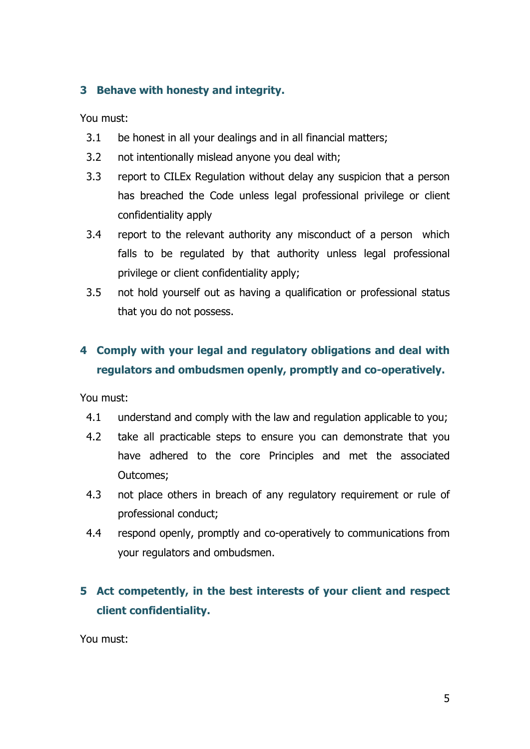## 3 Behave with honesty and integrity.

You must:

3.1 be honest in all your dealings and in all financial matters;

3.2 not intentionally mislead anyone you deal with;

3.3 report to CILEx Regulation without delay any suspicion that a person has breached the Code unless legal professional privilege or client confidentiality apply

3.4 report to the relevant authority any misconduct of a person which falls to be regulated by that authority unless legal professional privilege or client confidentiality apply;

3.5 not hold yourself out as having a qualification or professional status that you do not possess.

## 4 Comply with your legal and regulatory obligations and deal with regulators and ombudsmen openly, promptly and co-operatively.

You must:

4.1 understand and comply with the law and regulation applicable to you;

4.2 take all practicable steps to ensure you can demonstrate that you have adhered to the core Principles and met the associated Outcomes;

4.3 not place others in breach of any regulatory requirement or rule of professional conduct;

4.4 respond openly, promptly and co-operatively to communications from your regulators and ombudsmen.

## 5 Act competently, in the best interests of your client and respect client confidentiality.

You must: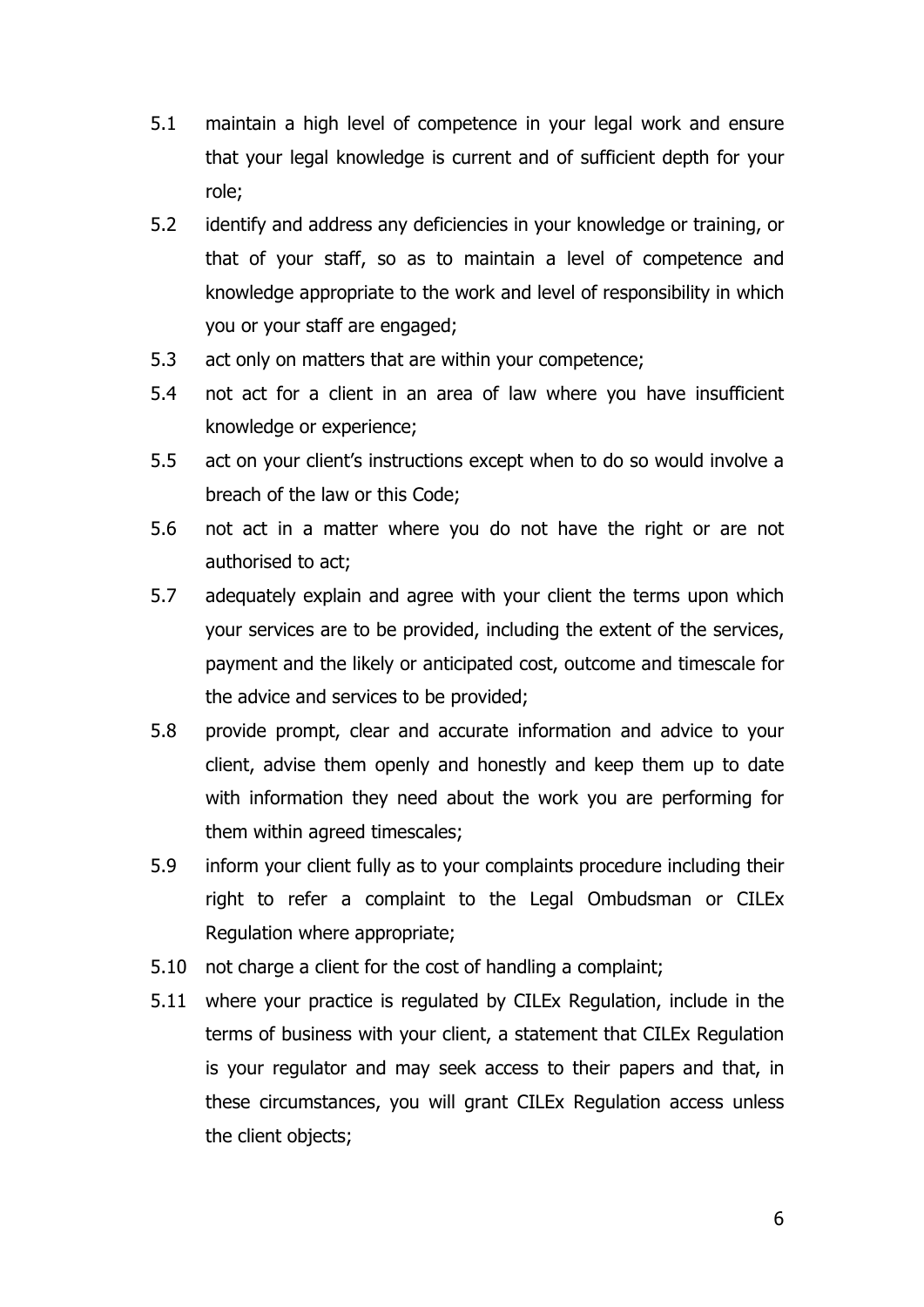5.1 maintain a high level of competence in your legal work and ensure that your legal knowledge is current and of sufficient depth for your role;

5.2 identify and address any deficiencies in your knowledge or training, or that of your staff, so as to maintain a level of competence and knowledge appropriate to the work and level of responsibility in which you or your staff are engaged;

5.3 act only on matters that are within your competence;

5.4 not act for a client in an area of law where you have insufficient knowledge or experience;

5.5 act on your client's instructions except when to do so would involve a breach of the law or this Code;

5.6 not act in a matter where you do not have the right or are not authorised to act;

5.7 adequately explain and agree with your client the terms upon which your services are to be provided, including the extent of the services, payment and the likely or anticipated cost, outcome and timescale for the advice and services to be provided;

5.8 provide prompt, clear and accurate information and advice to your client, advise them openly and honestly and keep them up to date with information they need about the work you are performing for them within agreed timescales;

5.9 inform your client fully as to your complaints procedure including their right to refer a complaint to the Legal Ombudsman or CILEx Regulation where appropriate;

5.10 not charge a client for the cost of handling a complaint;

5.11 where your practice is regulated by CILEx Regulation, include in the terms of business with your client, a statement that CILEx Regulation is your regulator and may seek access to their papers and that, in these circumstances, you will grant CILEx Regulation access unless the client objects;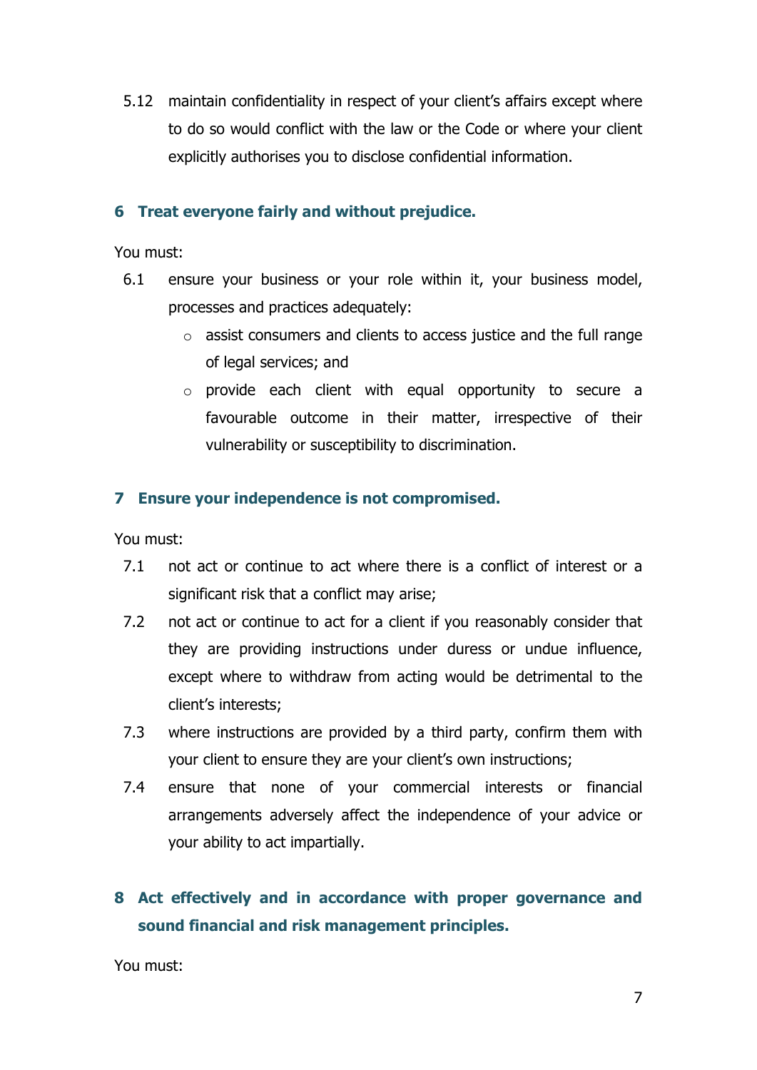5.12 maintain confidentiality in respect of your client's affairs except where to do so would conflict with the law or the Code or where your client explicitly authorises you to disclose confidential information.

## 6 Treat everyone fairly and without prejudice.

You must:

6.1 ensure your business or your role within it, your business model, processes and practices adequately:

- assist consumers and clients to access justice and the full range of legal services; and
- provide each client with equal opportunity to secure a favourable outcome in their matter, irrespective of their vulnerability or susceptibility to discrimination.

## 7 Ensure your independence is not compromised.

You must:

7.1 not act or continue to act where there is a conflict of interest or a significant risk that a conflict may arise;

7.2 not act or continue to act for a client if you reasonably consider that they are providing instructions under duress or undue influence, except where to withdraw from acting would be detrimental to the client's interests;

7.3 where instructions are provided by a third party, confirm them with your client to ensure they are your client's own instructions;

7.4 ensure that none of your commercial interests or financial arrangements adversely affect the independence of your advice or your ability to act impartially.

## 8 Act effectively and in accordance with proper governance and sound financial and risk management principles.

You must: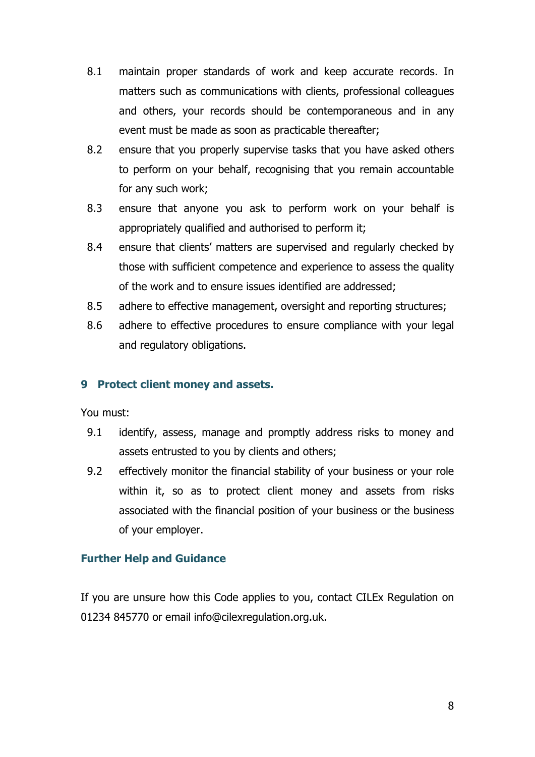8.1 maintain proper standards of work and keep accurate records. In matters such as communications with clients, professional colleagues and others, your records should be contemporaneous and in any event must be made as soon as practicable thereafter;

8.2 ensure that you properly supervise tasks that you have asked others to perform on your behalf, recognising that you remain accountable for any such work;

8.3 ensure that anyone you ask to perform work on your behalf is appropriately qualified and authorised to perform it;

8.4 ensure that clients' matters are supervised and regularly checked by those with sufficient competence and experience to assess the quality of the work and to ensure issues identified are addressed;

8.5 adhere to effective management, oversight and reporting structures;

8.6 adhere to effective procedures to ensure compliance with your legal and regulatory obligations.

## 9 Protect client money and assets.

You must:

9.1 identify, assess, manage and promptly address risks to money and assets entrusted to you by clients and others;

9.2 effectively monitor the financial stability of your business or your role within it, so as to protect client money and assets from risks associated with the financial position of your business or the business of your employer.

## Further Help and Guidance

If you are unsure how this Code applies to you, contact CILEx Regulation on 01234 845770 or email info@cilexregulation.org.uk.